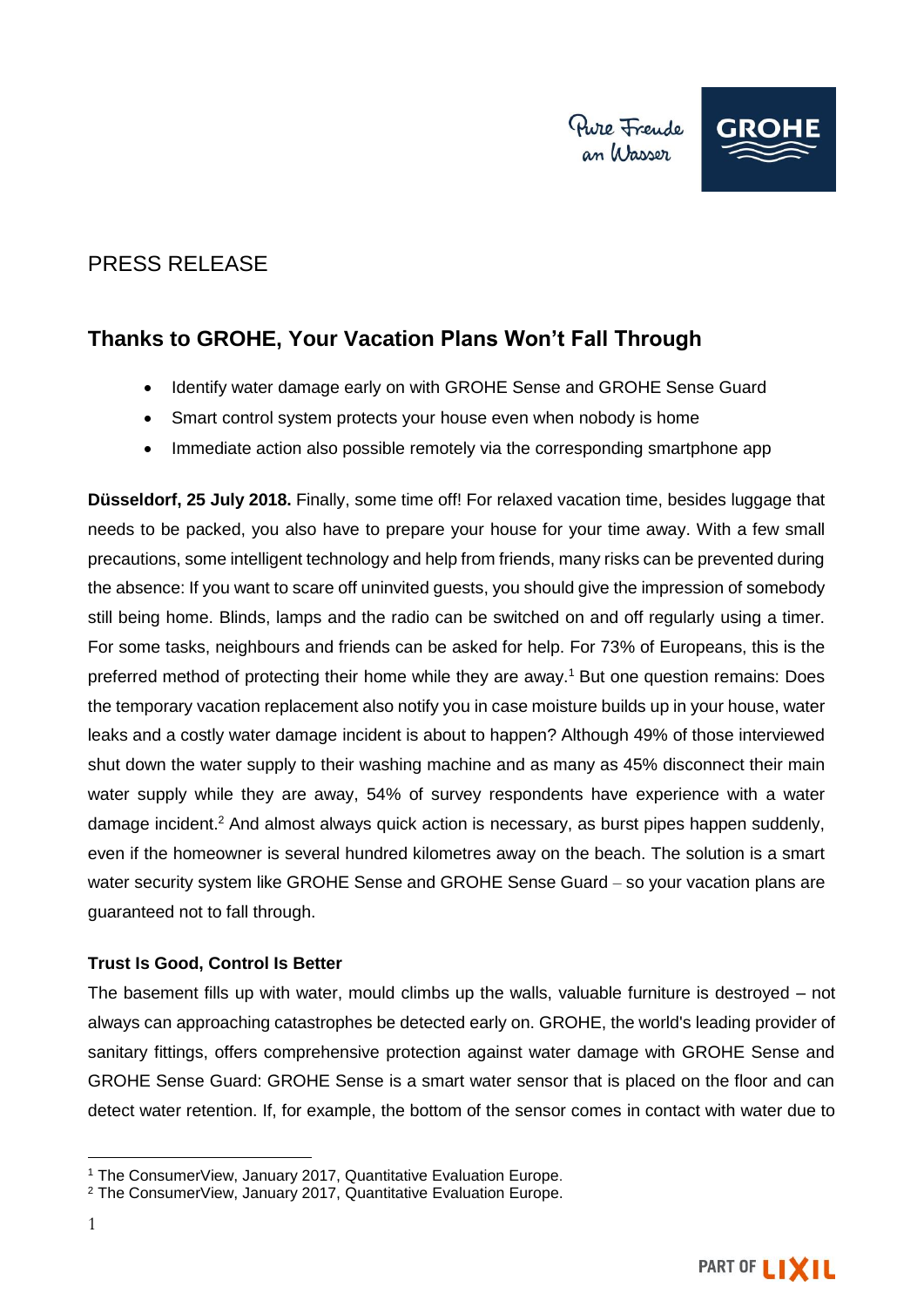PRESS RELEASE

# Thanks to GROHE, Your Vacation Plans Won't Fall Through

- Identify water damage early on with GROHE Sense and GROHE Sense Guard
- Smart control system protects your house even when nobody is home
- Immediate action also possible remotely via the corresponding smartphone app

**Düsseldorf, 25 July 2018.** Finally, some time off! For relaxed vacation time, besides luggage that needs to be packed, you also have to prepare your house for your time away. With a few small precautions, some intelligent technology and help from friends, many risks can be prevented during the absence: If you want to scare off uninvited guests, you should give the impression of somebody still being home. Blinds, lamps and the radio can be switched on and off regularly using a timer. For some tasks, neighbours and friends can be asked for help. For 73% of Europeans, this is the preferred method of protecting their home while they are away.[1] But one question remains: Does the temporary vacation replacement also notify you in case moisture builds up in your house, water leaks and a costly water damage incident is about to happen? Although 49% of those interviewed shut down the water supply to their washing machine and as many as 45% disconnect their main water supply while they are away, 54% of survey respondents have experience with a water damage incident.[2] And almost always quick action is necessary, as burst pipes happen suddenly, even if the homeowner is several hundred kilometres away on the beach. The solution is a smart water security system like GROHE Sense and GROHE Sense Guard – so your vacation plans are guaranteed not to fall through.

**Trust Is Good, Control Is Better**

The basement fills up with water, mould climbs up the walls, valuable furniture is destroyed – not always can approaching catastrophes be detected early on. GROHE, the world's leading provider of sanitary fittings, offers comprehensive protection against water damage with GROHE Sense and GROHE Sense Guard: GROHE Sense is a smart water sensor that is placed on the floor and can detect water retention. If, for example, the bottom of the sensor comes in contact with water due to

[1] The ConsumerView, January 2017, Quantitative Evaluation Europe.

[2] The ConsumerView, January 2017, Quantitative Evaluation Europe.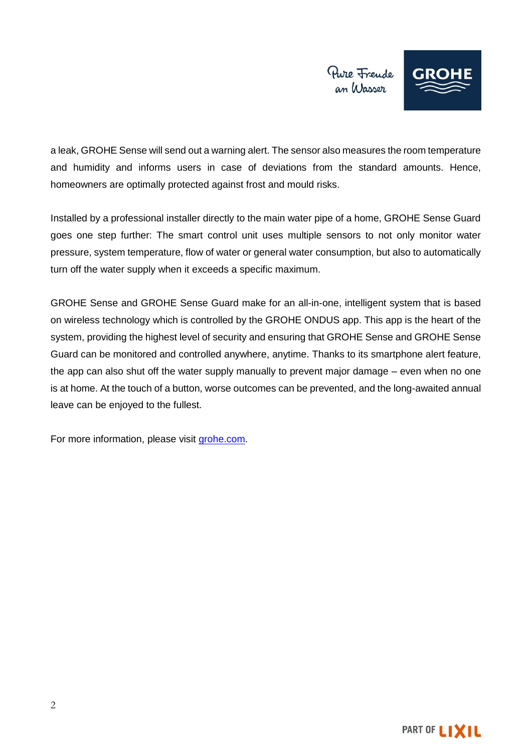a leak, GROHE Sense will send out a warning alert. The sensor also measures the room temperature and humidity and informs users in case of deviations from the standard amounts. Hence, homeowners are optimally protected against frost and mould risks.

Installed by a professional installer directly to the main water pipe of a home, GROHE Sense Guard goes one step further: The smart control unit uses multiple sensors to not only monitor water pressure, system temperature, flow of water or general water consumption, but also to automatically turn off the water supply when it exceeds a specific maximum.

GROHE Sense and GROHE Sense Guard make for an all-in-one, intelligent system that is based on wireless technology which is controlled by the GROHE ONDUS app. This app is the heart of the system, providing the highest level of security and ensuring that GROHE Sense and GROHE Sense Guard can be monitored and controlled anywhere, anytime. Thanks to its smartphone alert feature, the app can also shut off the water supply manually to prevent major damage – even when no one is at home. At the touch of a button, worse outcomes can be prevented, and the long-awaited annual leave can be enjoyed to the fullest.

For more information, please visit [grohe.com](grohe.com).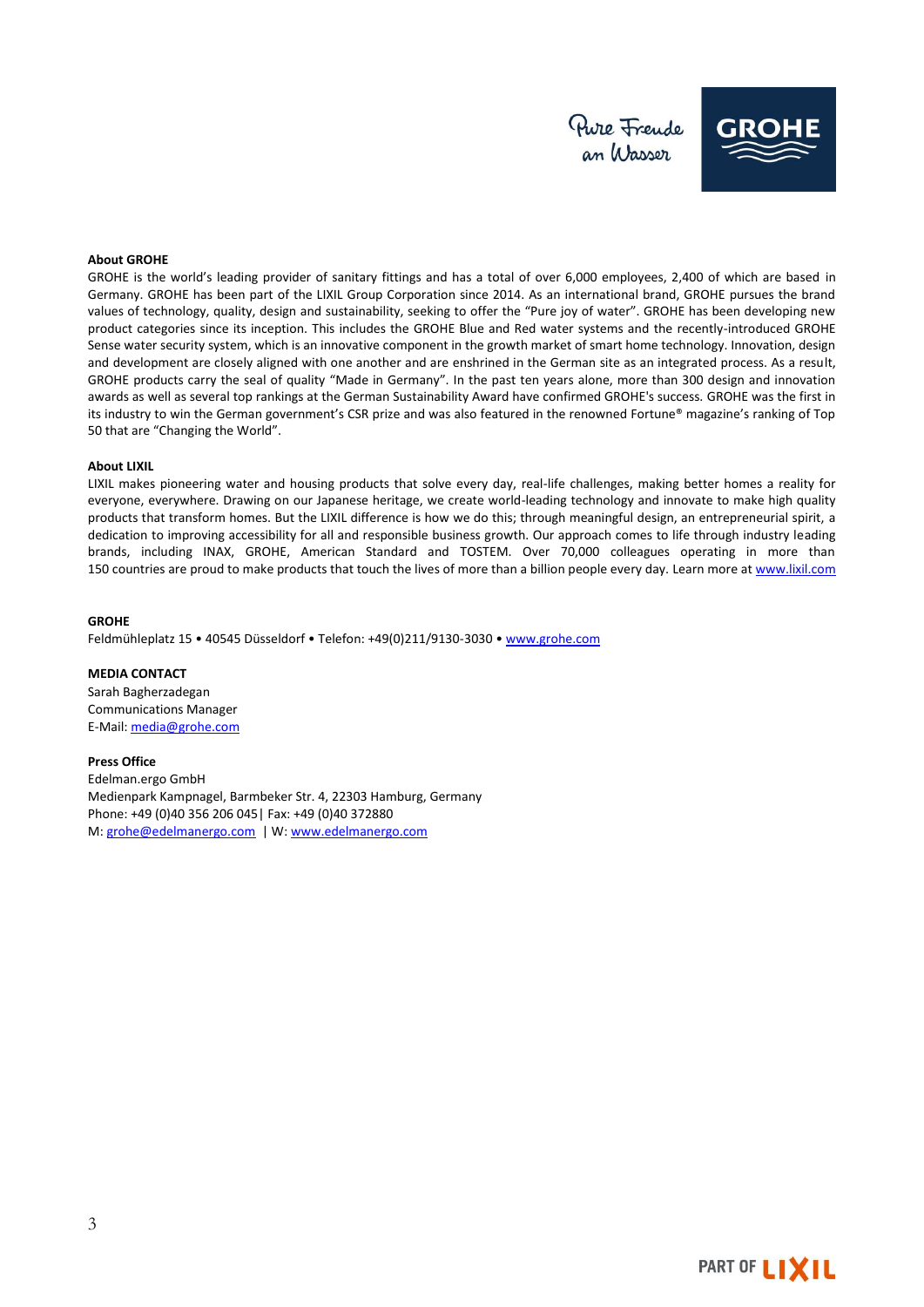**About GROHE**

GROHE is the world's leading provider of sanitary fittings and has a total of over 6,000 employees, 2,400 of which are based in Germany. GROHE has been part of the LIXIL Group Corporation since 2014. As an international brand, GROHE pursues the brand values of technology, quality, design and sustainability, seeking to offer the "Pure joy of water". GROHE has been developing new product categories since its inception. This includes the GROHE Blue and Red water systems and the recently-introduced GROHE Sense water security system, which is an innovative component in the growth market of smart home technology. Innovation, design and development are closely aligned with one another and are enshrined in the German site as an integrated process. As a result, GROHE products carry the seal of quality "Made in Germany". In the past ten years alone, more than 300 design and innovation awards as well as several top rankings at the German Sustainability Award have confirmed GROHE's success. GROHE was the first in its industry to win the German government's CSR prize and was also featured in the renowned Fortune® magazine's ranking of Top 50 that are "Changing the World".

**About LIXIL**

LIXIL makes pioneering water and housing products that solve every day, real-life challenges, making better homes a reality for everyone, everywhere. Drawing on our Japanese heritage, we create world-leading technology and innovate to make high quality products that transform homes. But the LIXIL difference is how we do this; through meaningful design, an entrepreneurial spirit, a dedication to improving accessibility for all and responsible business growth. Our approach comes to life through industry leading brands, including INAX, GROHE, American Standard and TOSTEM. Over 70,000 colleagues operating in more than 150 countries are proud to make products that touch the lives of more than a billion people every day. Learn more at www.lixil.com

**GROHE**

Feldmühleplatz 15 • 40545 Düsseldorf • Telefon: +49(0)211/9130-3030 • www.grohe.com

**MEDIA CONTACT**

Sarah Bagherzadegan
Communications Manager
E-Mail: media@grohe.com

**Press Office**

Edelman.ergo GmbH
Medienpark Kampnagel, Barmbeker Str. 4, 22303 Hamburg, Germany
Phone: +49 (0)40 356 206 045| Fax: +49 (0)40 372880
M: grohe@edelmanergo.com | W: www.edelmanergo.com